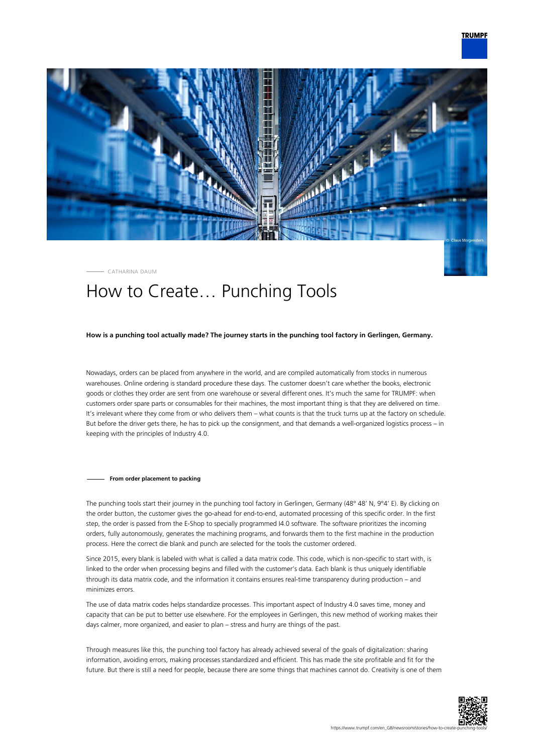CATHARINA DAUM

# How to Create… Punching Tools

**How is a punching tool actually made? The journey starts in the punching tool factory in Gerlingen, Germany.**

Nowadays, orders can be placed from anywhere in the world, and are compiled automatically from stocks in numerous warehouses. Online ordering is standard procedure these days. The customer doesn't care whether the books, electronic goods or clothes they order are sent from one warehouse or several different ones. It's much the same for TRUMPF: when customers order spare parts or consumables for their machines, the most important thing is that they are delivered on time. It's irrelevant where they come from or who delivers them – what counts is that the truck turns up at the factory on schedule. But before the driver gets there, he has to pick up the consignment, and that demands a well-organized logistics process – in keeping with the principles of Industry 4.0.

## From order placement to packing

The punching tools start their journey in the punching tool factory in Gerlingen, Germany (48º 48′ N, 9º4′ E). By clicking on the order button, the customer gives the go-ahead for end-to-end, automated processing of this specific order. In the first step, the order is passed from the E-Shop to specially programmed I4.0 software. The software prioritizes the incoming orders, fully autonomously, generates the machining programs, and forwards them to the first machine in the production process. Here the correct die blank and punch are selected for the tools the customer ordered.

Since 2015, every blank is labeled with what is called a data matrix code. This code, which is non-specific to start with, is linked to the order when processing begins and filled with the customer's data. Each blank is thus uniquely identifiable through its data matrix code, and the information it contains ensures real-time transparency during production – and minimizes errors.

The use of data matrix codes helps standardize processes. This important aspect of Industry 4.0 saves time, money and capacity that can be put to better use elsewhere. For the employees in Gerlingen, this new method of working makes their days calmer, more organized, and easier to plan – stress and hurry are things of the past.

Through measures like this, the punching tool factory has already achieved several of the goals of digitalization: sharing information, avoiding errors, making processes standardized and efficient. This has made the site profitable and fit for the future. But there is still a need for people, because there are some things that machines cannot do. Creativity is one of them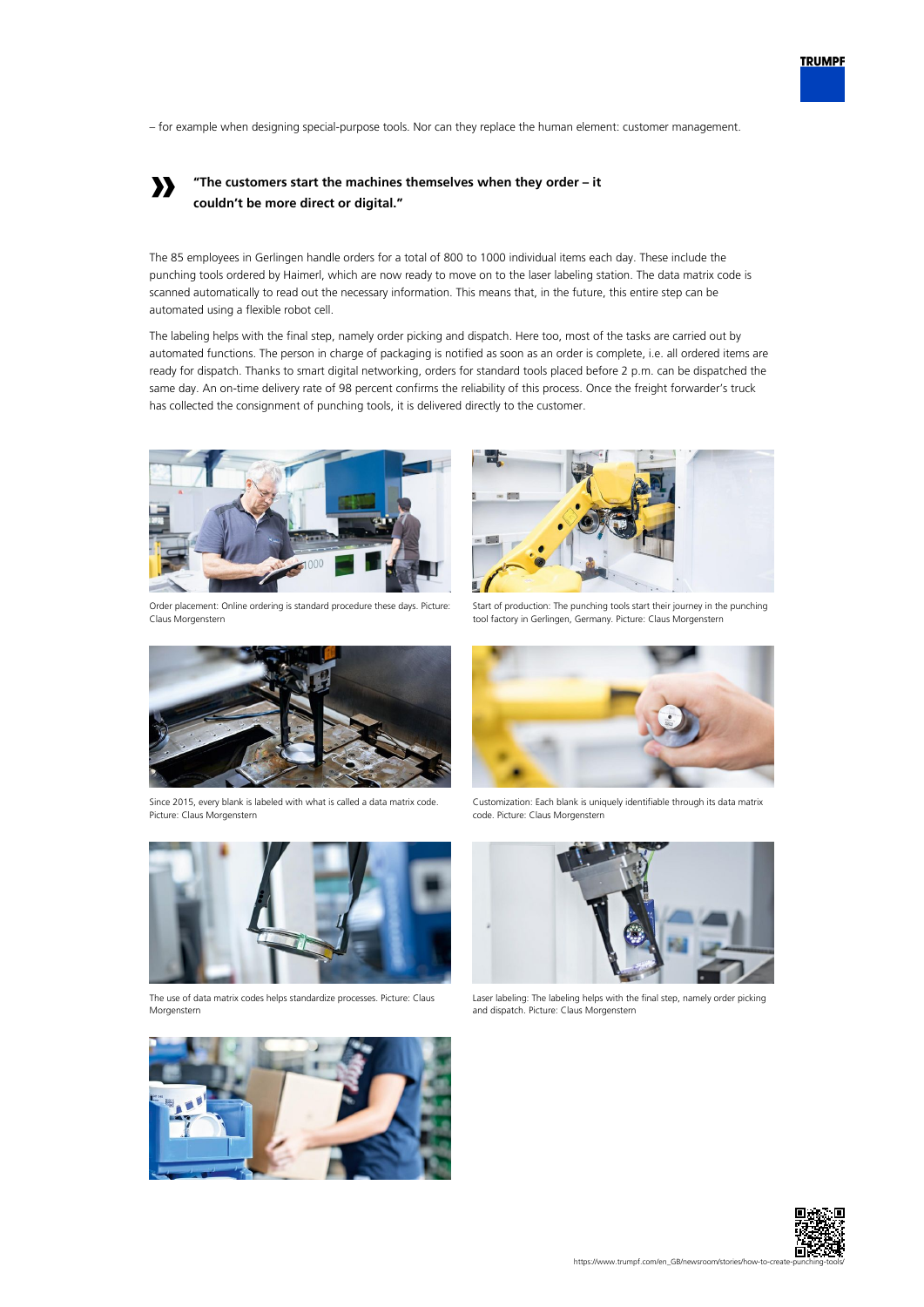– for example when designing special-purpose tools. Nor can they replace the human element: customer management.

> **“The customers start the machines themselves when they order – it couldn’t be more direct or digital.”**

The 85 employees in Gerlingen handle orders for a total of 800 to 1000 individual items each day. These include the punching tools ordered by Haimerl, which are now ready to move on to the laser labeling station. The data matrix code is scanned automatically to read out the necessary information. This means that, in the future, this entire step can be automated using a flexible robot cell.

The labeling helps with the final step, namely order picking and dispatch. Here too, most of the tasks are carried out by automated functions. The person in charge of packaging is notified as soon as an order is complete, i.e. all ordered items are ready for dispatch. Thanks to smart digital networking, orders for standard tools placed before 2 p.m. can be dispatched the same day. An on-time delivery rate of 98 percent confirms the reliability of this process. Once the freight forwarder’s truck has collected the consignment of punching tools, it is delivered directly to the customer.

Order placement: Online ordering is standard procedure these days. Picture: Claus Morgenstern

Start of production: The punching tools start their journey in the punching tool factory in Gerlingen, Germany. Picture: Claus Morgenstern

Since 2015, every blank is labeled with what is called a data matrix code. Picture: Claus Morgenstern

Customization: Each blank is uniquely identifiable through its data matrix code. Picture: Claus Morgenstern

The use of data matrix codes helps standardize processes. Picture: Claus Morgenstern

Laser labeling: The labeling helps with the final step, namely order picking and dispatch. Picture: Claus Morgenstern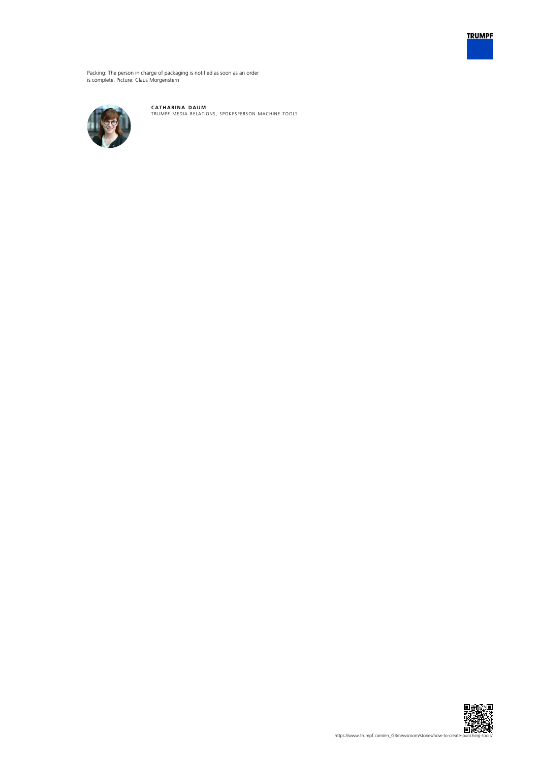Packing: The person in charge of packaging is notified as soon as an order is complete. Picture: Claus Morgenstern

**CATHARINA DAUM**
TRUMPF MEDIA RELATIONS, SPOKESPERSON MACHINE TOOLS